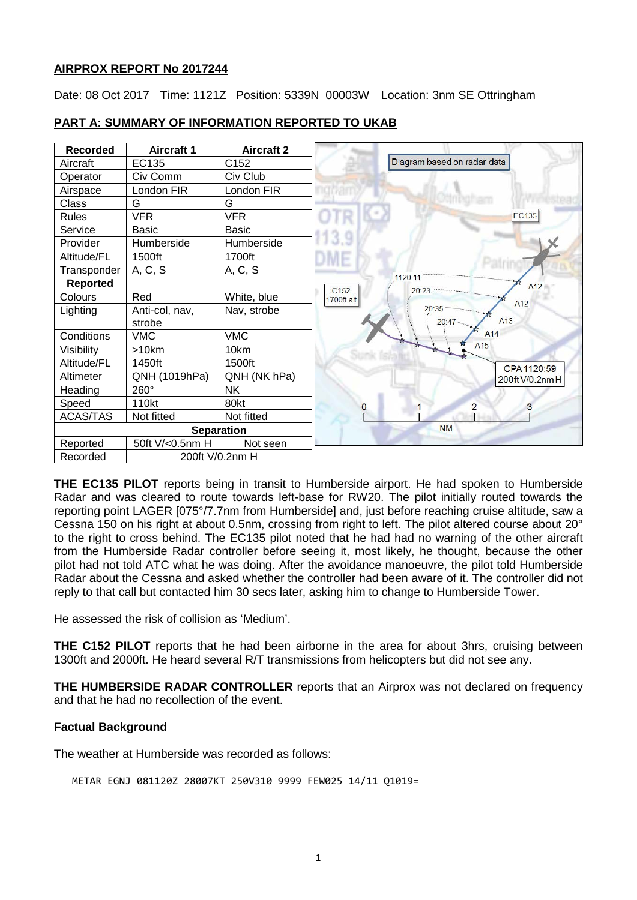**AIRPROX REPORT No 2017244**

Date: 08 Oct 2017 Time: 1121Z Position: 5339N 00003W Location: 3nm SE Ottringham

## PART A: SUMMARY OF INFORMATION REPORTED TO UKAB

| Recorded | Aircraft 1 | Aircraft 2 |
|---|---|---|
| Aircraft | EC135 | C152 |
| Operator | Civ Comm | Civ Club |
| Airspace | London FIR | London FIR |
| Class | G | G |
| Rules | VFR | VFR |
| Service | Basic | Basic |
| Provider | Humberside | Humberside |
| Altitude/FL | 1500ft | 1700ft |
| Transponder | A, C, S | A, C, S |
| **Reported** | | |
| Colours | Red | White, blue |
| Lighting | Anti-col, nav, strobe | Nav, strobe |
| Conditions | VMC | VMC |
| Visibility | >10km | 10km |
| Altitude/FL | 1450ft | 1500ft |
| Altimeter | QNH (1019hPa) | QNH (NK hPa) |
| Heading | 260° | NK |
| Speed | 110kt | 80kt |
| ACAS/TAS | Not fitted | Not fitted |
| **Separation** | | |
| Reported | 50ft V/<0.5nm H | Not seen |
| Recorded | 200ft V/0.2nm H | |

Diagram based on radar data

CPA 1120:59 200ft V/0.2nm H

**THE EC135 PILOT** reports being in transit to Humberside airport. He had spoken to Humberside Radar and was cleared to route towards left-base for RW20. The pilot initially routed towards the reporting point LAGER [075°/7.7nm from Humberside] and, just before reaching cruise altitude, saw a Cessna 150 on his right at about 0.5nm, crossing from right to left. The pilot altered course about 20° to the right to cross behind. The EC135 pilot noted that he had had no warning of the other aircraft from the Humberside Radar controller before seeing it, most likely, he thought, because the other pilot had not told ATC what he was doing. After the avoidance manoeuvre, the pilot told Humberside Radar about the Cessna and asked whether the controller had been aware of it. The controller did not reply to that call but contacted him 30 secs later, asking him to change to Humberside Tower.

He assessed the risk of collision as 'Medium'.

**THE C152 PILOT** reports that he had been airborne in the area for about 3hrs, cruising between 1300ft and 2000ft. He heard several R/T transmissions from helicopters but did not see any.

**THE HUMBERSIDE RADAR CONTROLLER** reports that an Airprox was not declared on frequency and that he had no recollection of the event.

### Factual Background

The weather at Humberside was recorded as follows:

```
METAR EGNJ 081120Z 28007KT 250V310 9999 FEW025 14/11 Q1019=
```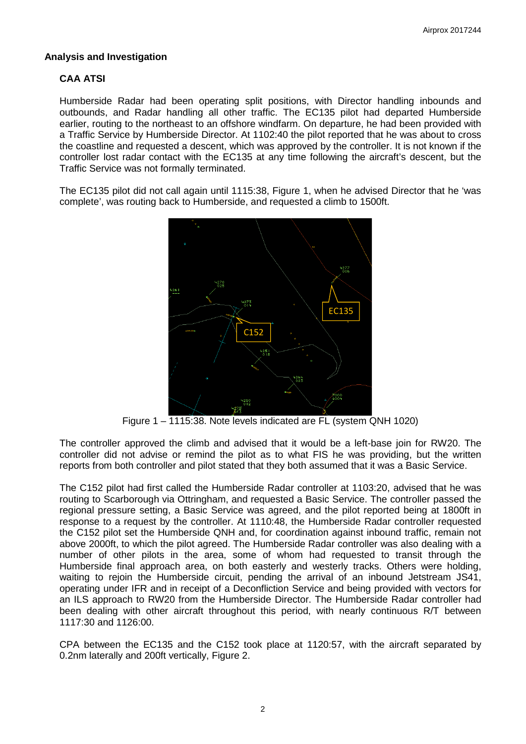## Analysis and Investigation

### CAA ATSI

Humberside Radar had been operating split positions, with Director handling inbounds and outbounds, and Radar handling all other traffic. The EC135 pilot had departed Humberside earlier, routing to the northeast to an offshore windfarm. On departure, he had been provided with a Traffic Service by Humberside Director. At 1102:40 the pilot reported that he was about to cross the coastline and requested a descent, which was approved by the controller. It is not known if the controller lost radar contact with the EC135 at any time following the aircraft's descent, but the Traffic Service was not formally terminated.

The EC135 pilot did not call again until 1115:38, Figure 1, when he advised Director that he 'was complete', was routing back to Humberside, and requested a climb to 1500ft.

Figure 1 – 1115:38. Note levels indicated are FL (system QNH 1020)

The controller approved the climb and advised that it would be a left-base join for RW20. The controller did not advise or remind the pilot as to what FIS he was providing, but the written reports from both controller and pilot stated that they both assumed that it was a Basic Service.

The C152 pilot had first called the Humberside Radar controller at 1103:20, advised that he was routing to Scarborough via Ottringham, and requested a Basic Service. The controller passed the regional pressure setting, a Basic Service was agreed, and the pilot reported being at 1800ft in response to a request by the controller. At 1110:48, the Humberside Radar controller requested the C152 pilot set the Humberside QNH and, for coordination against inbound traffic, remain not above 2000ft, to which the pilot agreed. The Humberside Radar controller was also dealing with a number of other pilots in the area, some of whom had requested to transit through the Humberside final approach area, on both easterly and westerly tracks. Others were holding, waiting to rejoin the Humberside circuit, pending the arrival of an inbound Jetstream JS41, operating under IFR and in receipt of a Deconfliction Service and being provided with vectors for an ILS approach to RW20 from the Humberside Director. The Humberside Radar controller had been dealing with other aircraft throughout this period, with nearly continuous R/T between 1117:30 and 1126:00.

CPA between the EC135 and the C152 took place at 1120:57, with the aircraft separated by 0.2nm laterally and 200ft vertically, Figure 2.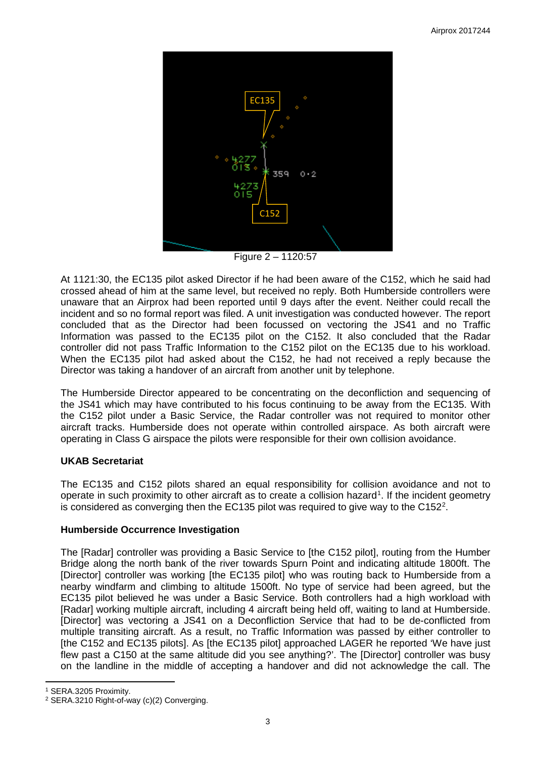Figure 2 – 1120:57

At 1121:30, the EC135 pilot asked Director if he had been aware of the C152, which he said had crossed ahead of him at the same level, but received no reply. Both Humberside controllers were unaware that an Airprox had been reported until 9 days after the event. Neither could recall the incident and so no formal report was filed. A unit investigation was conducted however. The report concluded that as the Director had been focussed on vectoring the JS41 and no Traffic Information was passed to the EC135 pilot on the C152. It also concluded that the Radar controller did not pass Traffic Information to the C152 pilot on the EC135 due to his workload. When the EC135 pilot had asked about the C152, he had not received a reply because the Director was taking a handover of an aircraft from another unit by telephone.

The Humberside Director appeared to be concentrating on the deconfliction and sequencing of the JS41 which may have contributed to his focus continuing to be away from the EC135. With the C152 pilot under a Basic Service, the Radar controller was not required to monitor other aircraft tracks. Humberside does not operate within controlled airspace. As both aircraft were operating in Class G airspace the pilots were responsible for their own collision avoidance.

### UKAB Secretariat

The EC135 and C152 pilots shared an equal responsibility for collision avoidance and not to operate in such proximity to other aircraft as to create a collision hazard[1]. If the incident geometry is considered as converging then the EC135 pilot was required to give way to the C152[2].

### Humberside Occurrence Investigation

The [Radar] controller was providing a Basic Service to [the C152 pilot], routing from the Humber Bridge along the north bank of the river towards Spurn Point and indicating altitude 1800ft. The [Director] controller was working [the EC135 pilot] who was routing back to Humberside from a nearby windfarm and climbing to altitude 1500ft. No type of service had been agreed, but the EC135 pilot believed he was under a Basic Service. Both controllers had a high workload with [Radar] working multiple aircraft, including 4 aircraft being held off, waiting to land at Humberside. [Director] was vectoring a JS41 on a Deconfliction Service that had to be de-conflicted from multiple transiting aircraft. As a result, no Traffic Information was passed by either controller to [the C152 and EC135 pilots]. As [the EC135 pilot] approached LAGER he reported 'We have just flew past a C150 at the same altitude did you see anything?'. The [Director] controller was busy on the landline in the middle of accepting a handover and did not acknowledge the call. The

---

[1] SERA.3205 Proximity.

[2] SERA.3210 Right-of-way (c)(2) Converging.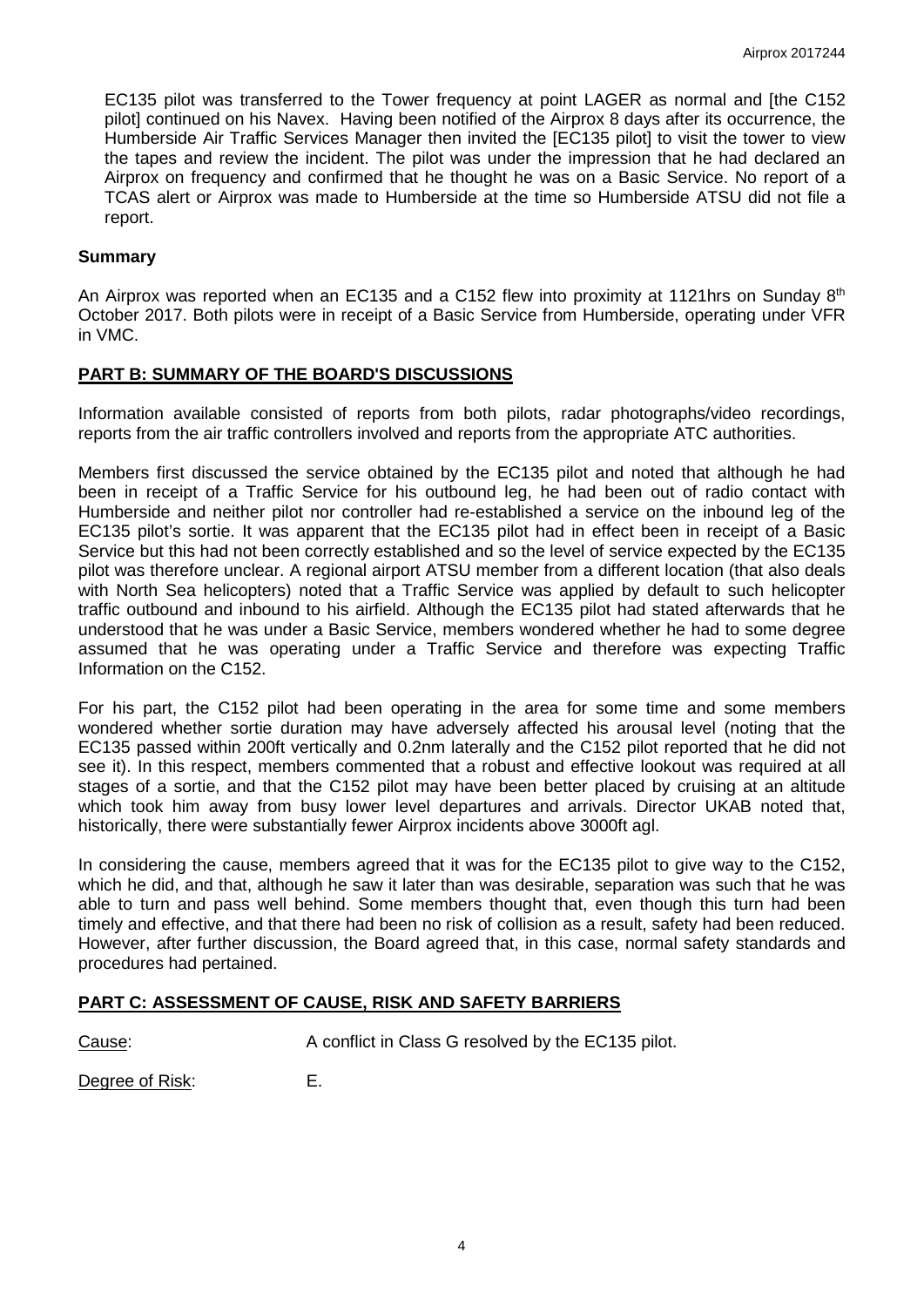EC135 pilot was transferred to the Tower frequency at point LAGER as normal and [the C152 pilot] continued on his Navex. Having been notified of the Airprox 8 days after its occurrence, the Humberside Air Traffic Services Manager then invited the [EC135 pilot] to visit the tower to view the tapes and review the incident. The pilot was under the impression that he had declared an Airprox on frequency and confirmed that he thought he was on a Basic Service. No report of a TCAS alert or Airprox was made to Humberside at the time so Humberside ATSU did not file a report.

### Summary

An Airprox was reported when an EC135 and a C152 flew into proximity at 1121hrs on Sunday 8th October 2017. Both pilots were in receipt of a Basic Service from Humberside, operating under VFR in VMC.

## PART B: SUMMARY OF THE BOARD'S DISCUSSIONS

Information available consisted of reports from both pilots, radar photographs/video recordings, reports from the air traffic controllers involved and reports from the appropriate ATC authorities.

Members first discussed the service obtained by the EC135 pilot and noted that although he had been in receipt of a Traffic Service for his outbound leg, he had been out of radio contact with Humberside and neither pilot nor controller had re-established a service on the inbound leg of the EC135 pilot's sortie. It was apparent that the EC135 pilot had in effect been in receipt of a Basic Service but this had not been correctly established and so the level of service expected by the EC135 pilot was therefore unclear. A regional airport ATSU member from a different location (that also deals with North Sea helicopters) noted that a Traffic Service was applied by default to such helicopter traffic outbound and inbound to his airfield. Although the EC135 pilot had stated afterwards that he understood that he was under a Basic Service, members wondered whether he had to some degree assumed that he was operating under a Traffic Service and therefore was expecting Traffic Information on the C152.

For his part, the C152 pilot had been operating in the area for some time and some members wondered whether sortie duration may have adversely affected his arousal level (noting that the EC135 passed within 200ft vertically and 0.2nm laterally and the C152 pilot reported that he did not see it). In this respect, members commented that a robust and effective lookout was required at all stages of a sortie, and that the C152 pilot may have been better placed by cruising at an altitude which took him away from busy lower level departures and arrivals. Director UKAB noted that, historically, there were substantially fewer Airprox incidents above 3000ft agl.

In considering the cause, members agreed that it was for the EC135 pilot to give way to the C152, which he did, and that, although he saw it later than was desirable, separation was such that he was able to turn and pass well behind. Some members thought that, even though this turn had been timely and effective, and that there had been no risk of collision as a result, safety had been reduced. However, after further discussion, the Board agreed that, in this case, normal safety standards and procedures had pertained.

## PART C: ASSESSMENT OF CAUSE, RISK AND SAFETY BARRIERS

Cause: A conflict in Class G resolved by the EC135 pilot.

Degree of Risk: E.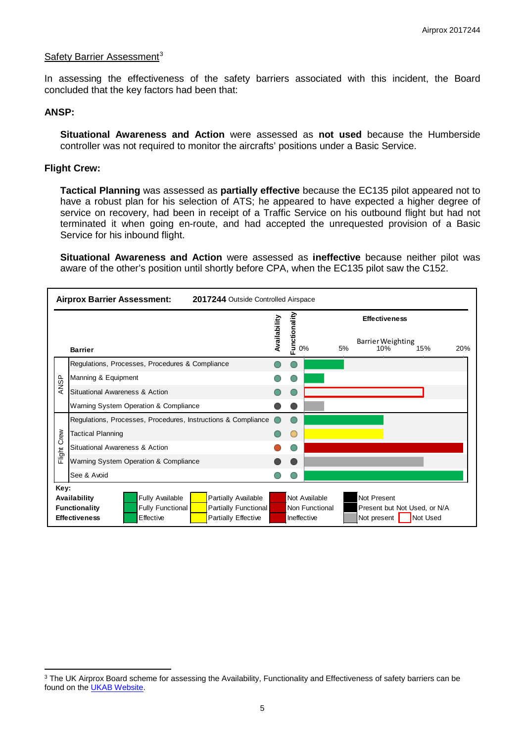Safety Barrier Assessment[3]

In assessing the effectiveness of the safety barriers associated with this incident, the Board concluded that the key factors had been that:

**ANSP:**

**Situational Awareness and Action** were assessed as **not used** because the Humberside controller was not required to monitor the aircrafts' positions under a Basic Service.

**Flight Crew:**

**Tactical Planning** was assessed as **partially effective** because the EC135 pilot appeared not to have a robust plan for his selection of ATS; he appeared to have expected a higher degree of service on recovery, had been in receipt of a Traffic Service on his outbound flight but had not terminated it when going en-route, and had accepted the unrequested provision of a Basic Service for his inbound flight.

**Situational Awareness and Action** were assessed as **ineffective** because neither pilot was aware of the other's position until shortly before CPA, when the EC135 pilot saw the C152.

**Airprox Barrier Assessment:** **2017244** Outside Controlled Airspace

Barrier
Availability
Functionality
Effectiveness
Barrier Weighting
0%
5%
10%
15%
20%

ANSP
Regulations, Processes, Procedures & Compliance
Manning & Equipment
Situational Awareness & Action
Warning System Operation & Compliance

Flight Crew
Regulations, Processes, Procedures, Instructions & Compliance
Tactical Planning
Situational Awareness & Action
Warning System Operation & Compliance
See & Avoid

Key:
Availability: Fully Available; Partially Available; Not Available; Not Present
Functionality: Fully Functional; Partially Functional; Non Functional; Present but Not Used, or N/A
Effectiveness: Effective; Partially Effective; Ineffective; Not present; Not Used

[3] The UK Airprox Board scheme for assessing the Availability, Functionality and Effectiveness of safety barriers can be found on the UKAB Website.